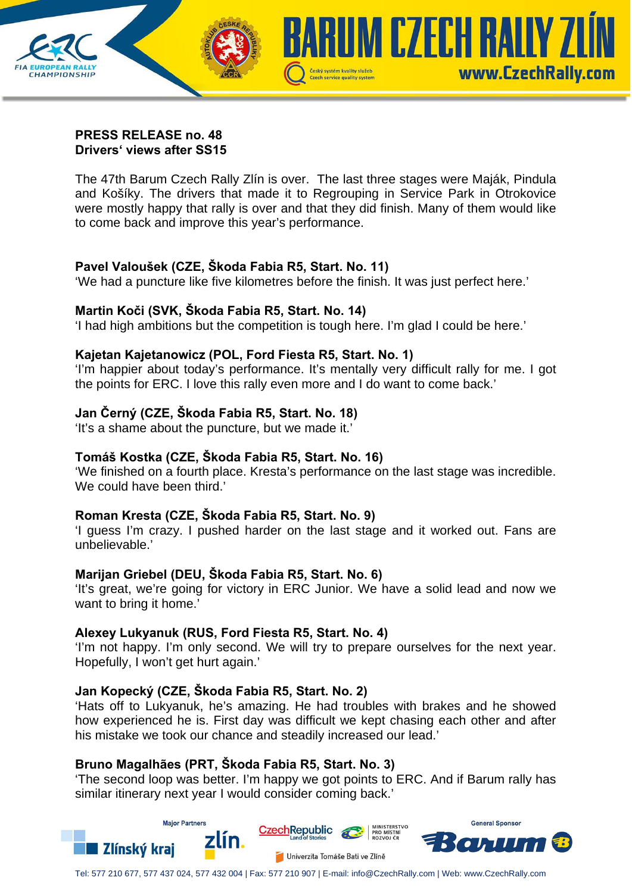**PRESS RELEASE no. 48**
**Drivers' views after SS15**

The 47th Barum Czech Rally Zlín is over. The last three stages were Maják, Pindula and Košíky. The drivers that made it to Regrouping in Service Park in Otrokovice were mostly happy that rally is over and that they did finish. Many of them would like to come back and improve this year's performance.

**Pavel Valoušek (CZE, Škoda Fabia R5, Start. No. 11)**
'We had a puncture like five kilometres before the finish. It was just perfect here.'

**Martin Koči (SVK, Škoda Fabia R5, Start. No. 14)**
'I had high ambitions but the competition is tough here. I'm glad I could be here.'

**Kajetan Kajetanowicz (POL, Ford Fiesta R5, Start. No. 1)**
'I'm happier about today's performance. It's mentally very difficult rally for me. I got the points for ERC. I love this rally even more and I do want to come back.'

**Jan Černý (CZE, Škoda Fabia R5, Start. No. 18)**
'It's a shame about the puncture, but we made it.'

**Tomáš Kostka (CZE, Škoda Fabia R5, Start. No. 16)**
'We finished on a fourth place. Kresta's performance on the last stage was incredible. We could have been third.'

**Roman Kresta (CZE, Škoda Fabia R5, Start. No. 9)**
'I guess I'm crazy. I pushed harder on the last stage and it worked out. Fans are unbelievable.'

**Marijan Griebel (DEU, Škoda Fabia R5, Start. No. 6)**
'It's great, we're going for victory in ERC Junior. We have a solid lead and now we want to bring it home.'

**Alexey Lukyanuk (RUS, Ford Fiesta R5, Start. No. 4)**
'I'm not happy. I'm only second. We will try to prepare ourselves for the next year. Hopefully, I won't get hurt again.'

**Jan Kopecký (CZE, Škoda Fabia R5, Start. No. 2)**
'Hats off to Lukyanuk, he's amazing. He had troubles with brakes and he showed how experienced he is. First day was difficult we kept chasing each other and after his mistake we took our chance and steadily increased our lead.'

**Bruno Magalhães (PRT, Škoda Fabia R5, Start. No. 3)**
'The second loop was better. I'm happy we got points to ERC. And if Barum rally has similar itinerary next year I would consider coming back.'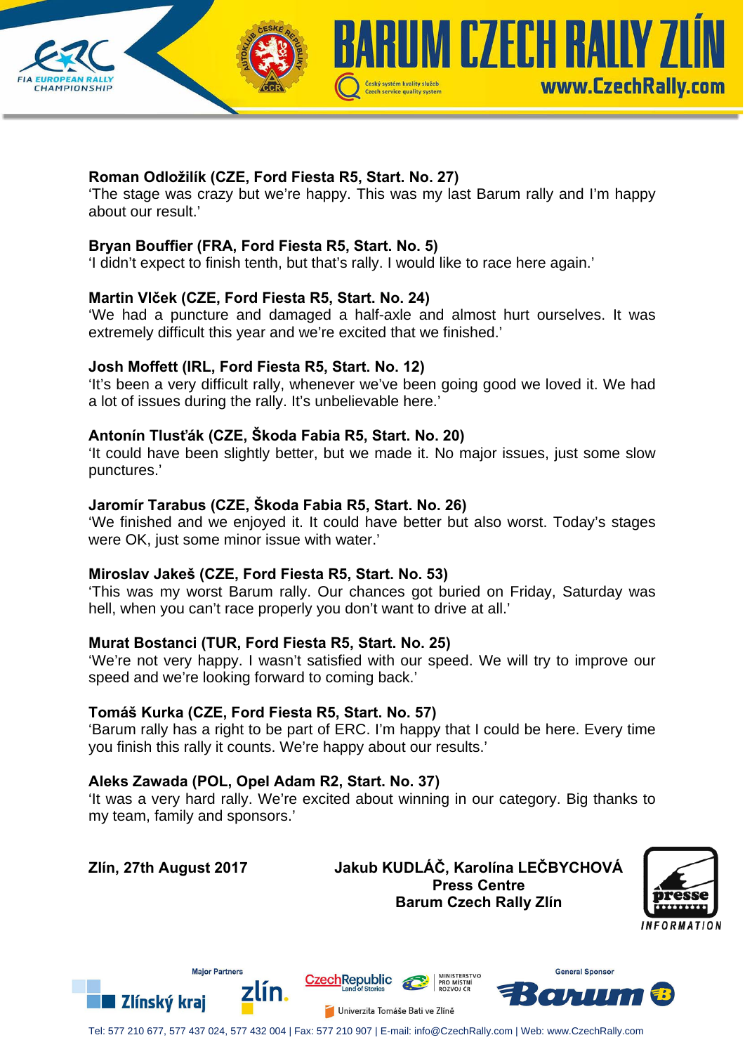**Roman Odložilík (CZE, Ford Fiesta R5, Start. No. 27)**
'The stage was crazy but we're happy. This was my last Barum rally and I'm happy about our result.'

**Bryan Bouffier (FRA, Ford Fiesta R5, Start. No. 5)**
'I didn't expect to finish tenth, but that's rally. I would like to race here again.'

**Martin Vlček (CZE, Ford Fiesta R5, Start. No. 24)**
'We had a puncture and damaged a half-axle and almost hurt ourselves. It was extremely difficult this year and we're excited that we finished.'

**Josh Moffett (IRL, Ford Fiesta R5, Start. No. 12)**
'It's been a very difficult rally, whenever we've been going good we loved it. We had a lot of issues during the rally. It's unbelievable here.'

**Antonín Tlusťák (CZE, Škoda Fabia R5, Start. No. 20)**
'It could have been slightly better, but we made it. No major issues, just some slow punctures.'

**Jaromír Tarabus (CZE, Škoda Fabia R5, Start. No. 26)**
'We finished and we enjoyed it. It could have better but also worst. Today's stages were OK, just some minor issue with water.'

**Miroslav Jakeš (CZE, Ford Fiesta R5, Start. No. 53)**
'This was my worst Barum rally. Our chances got buried on Friday, Saturday was hell, when you can't race properly you don't want to drive at all.'

**Murat Bostanci (TUR, Ford Fiesta R5, Start. No. 25)**
'We're not very happy. I wasn't satisfied with our speed. We will try to improve our speed and we're looking forward to coming back.'

**Tomáš Kurka (CZE, Ford Fiesta R5, Start. No. 57)**
'Barum rally has a right to be part of ERC. I'm happy that I could be here. Every time you finish this rally it counts. We're happy about our results.'

**Aleks Zawada (POL, Opel Adam R2, Start. No. 37)**
'It was a very hard rally. We're excited about winning in our category. Big thanks to my team, family and sponsors.'

**Zlín, 27th August 2017**

**Jakub KUDLÁČ, Karolína LEČBYCHOVÁ**
**Press Centre**
**Barum Czech Rally Zlín**

Tel: 577 210 677, 577 437 024, 577 432 004 | Fax: 577 210 907 | E-mail: info@CzechRally.com | Web: www.CzechRally.com